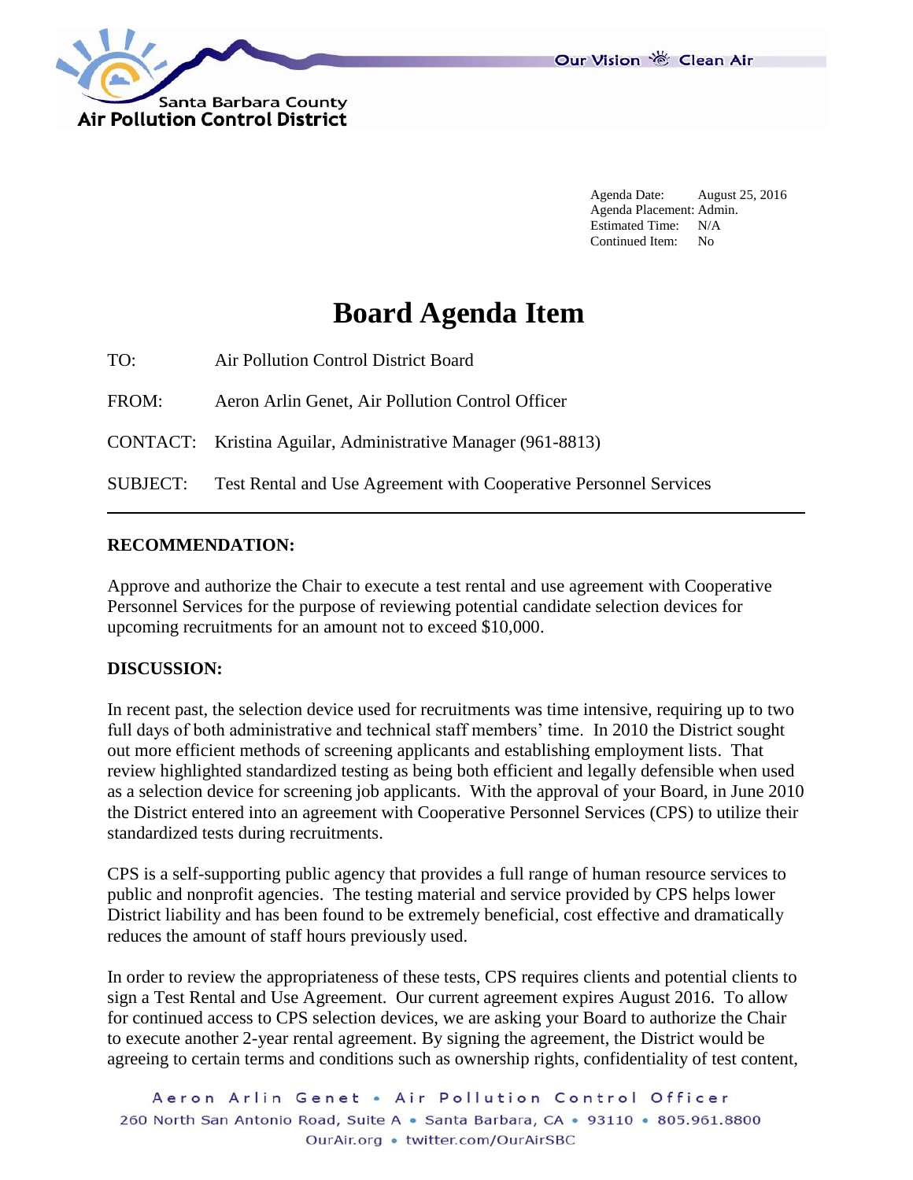Agenda Date: August 25, 2016
Agenda Placement: Admin.
Estimated Time: N/A
Continued Item: No

# Board Agenda Item

TO: Air Pollution Control District Board

FROM: Aeron Arlin Genet, Air Pollution Control Officer

CONTACT: Kristina Aguilar, Administrative Manager (961-8813)

SUBJECT: Test Rental and Use Agreement with Cooperative Personnel Services

---

**RECOMMENDATION:**

Approve and authorize the Chair to execute a test rental and use agreement with Cooperative Personnel Services for the purpose of reviewing potential candidate selection devices for upcoming recruitments for an amount not to exceed $10,000.

**DISCUSSION:**

In recent past, the selection device used for recruitments was time intensive, requiring up to two full days of both administrative and technical staff members' time. In 2010 the District sought out more efficient methods of screening applicants and establishing employment lists. That review highlighted standardized testing as being both efficient and legally defensible when used as a selection device for screening job applicants. With the approval of your Board, in June 2010 the District entered into an agreement with Cooperative Personnel Services (CPS) to utilize their standardized tests during recruitments.

CPS is a self-supporting public agency that provides a full range of human resource services to public and nonprofit agencies. The testing material and service provided by CPS helps lower District liability and has been found to be extremely beneficial, cost effective and dramatically reduces the amount of staff hours previously used.

In order to review the appropriateness of these tests, CPS requires clients and potential clients to sign a Test Rental and Use Agreement. Our current agreement expires August 2016. To allow for continued access to CPS selection devices, we are asking your Board to authorize the Chair to execute another 2-year rental agreement. By signing the agreement, the District would be agreeing to certain terms and conditions such as ownership rights, confidentiality of test content,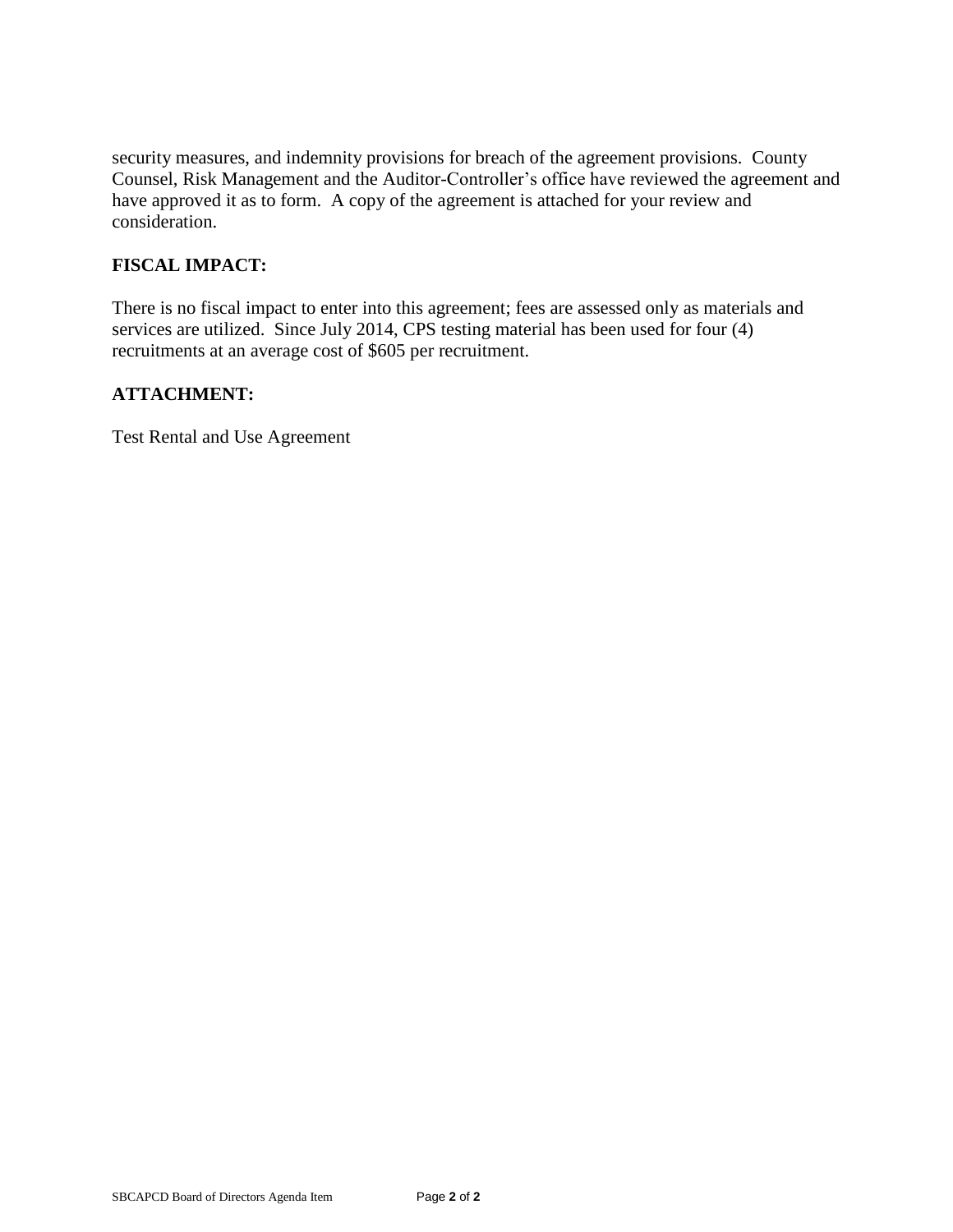security measures, and indemnity provisions for breach of the agreement provisions. County Counsel, Risk Management and the Auditor-Controller's office have reviewed the agreement and have approved it as to form. A copy of the agreement is attached for your review and consideration.

**FISCAL IMPACT:**

There is no fiscal impact to enter into this agreement; fees are assessed only as materials and services are utilized. Since July 2014, CPS testing material has been used for four (4) recruitments at an average cost of $605 per recruitment.

**ATTACHMENT:**

Test Rental and Use Agreement